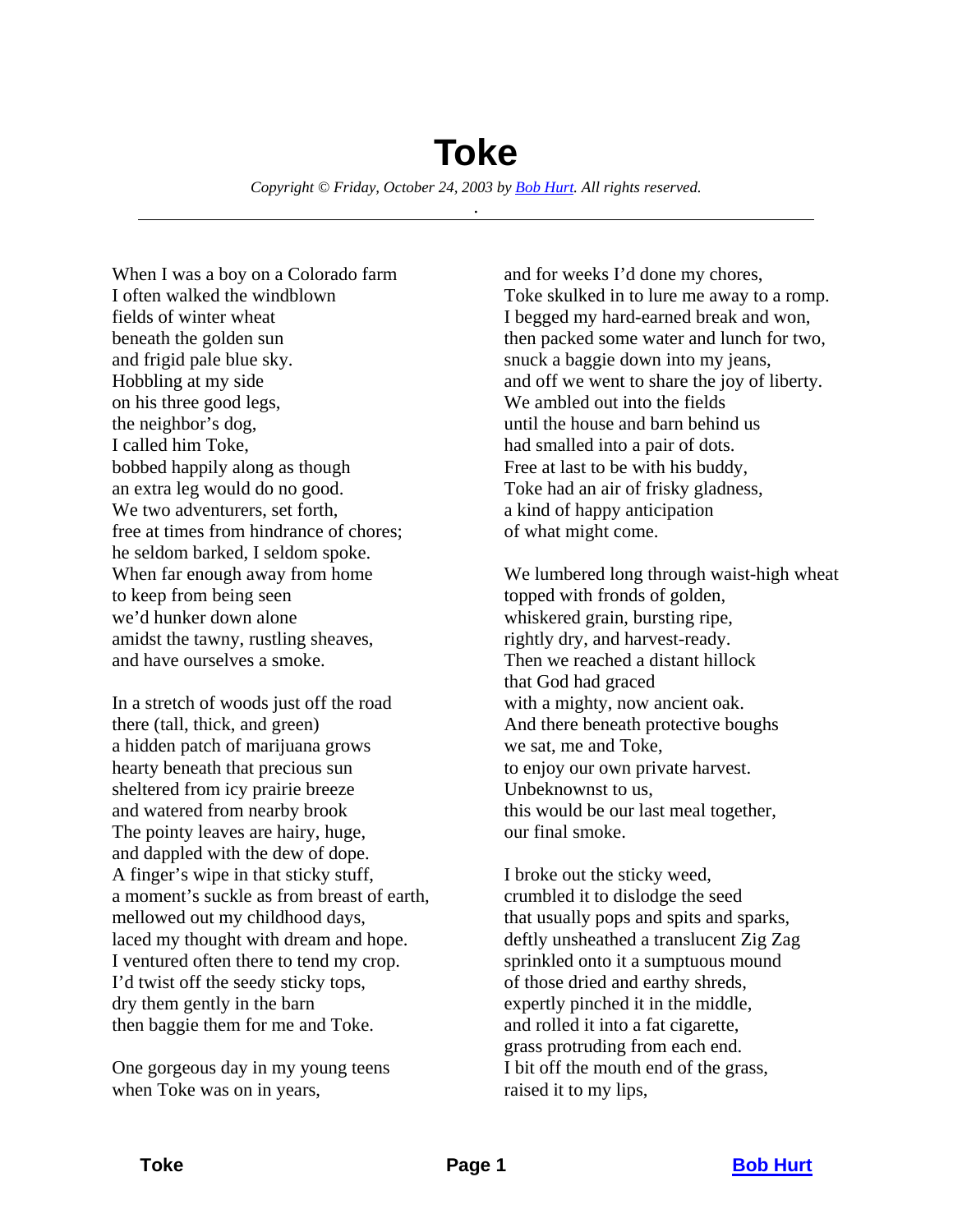# Toke

*Copyright © Friday, October 24, 2003 by [Bob Hurt](). All rights reserved.*

.

---

When I was a boy on a Colorado farm
I often walked the windblown
fields of winter wheat
beneath the golden sun
and frigid pale blue sky.
Hobbling at my side
on his three good legs,
the neighbor's dog,
I called him Toke,
bobbed happily along as though
an extra leg would do no good.
We two adventurers, set forth,
free at times from hindrance of chores;
he seldom barked, I seldom spoke.
When far enough away from home
to keep from being seen
we'd hunker down alone
amidst the tawny, rustling sheaves,
and have ourselves a smoke.

In a stretch of woods just off the road
there (tall, thick, and green)
a hidden patch of marijuana grows
hearty beneath that precious sun
sheltered from icy prairie breeze
and watered from nearby brook
The pointy leaves are hairy, huge,
and dappled with the dew of dope.
A finger's wipe in that sticky stuff,
a moment's suckle as from breast of earth,
mellowed out my childhood days,
laced my thought with dream and hope.
I ventured often there to tend my crop.
I'd twist off the seedy sticky tops,
dry them gently in the barn
then baggie them for me and Toke.

One gorgeous day in my young teens
when Toke was on in years,
and for weeks I'd done my chores,
Toke skulked in to lure me away to a romp.
I begged my hard-earned break and won,
then packed some water and lunch for two,
snuck a baggie down into my jeans,
and off we went to share the joy of liberty.
We ambled out into the fields
until the house and barn behind us
had smalled into a pair of dots.
Free at last to be with his buddy,
Toke had an air of frisky gladness,
a kind of happy anticipation
of what might come.

We lumbered long through waist-high wheat
topped with fronds of golden,
whiskered grain, bursting ripe,
rightly dry, and harvest-ready.
Then we reached a distant hillock
that God had graced
with a mighty, now ancient oak.
And there beneath protective boughs
we sat, me and Toke,
to enjoy our own private harvest.
Unbeknownst to us,
this would be our last meal together,
our final smoke.

I broke out the sticky weed,
crumbled it to dislodge the seed
that usually pops and spits and sparks,
deftly unsheathed a translucent Zig Zag
sprinkled onto it a sumptuous mound
of those dried and earthy shreds,
expertly pinched it in the middle,
and rolled it into a fat cigarette,
grass protruding from each end.
I bit off the mouth end of the grass,
raised it to my lips,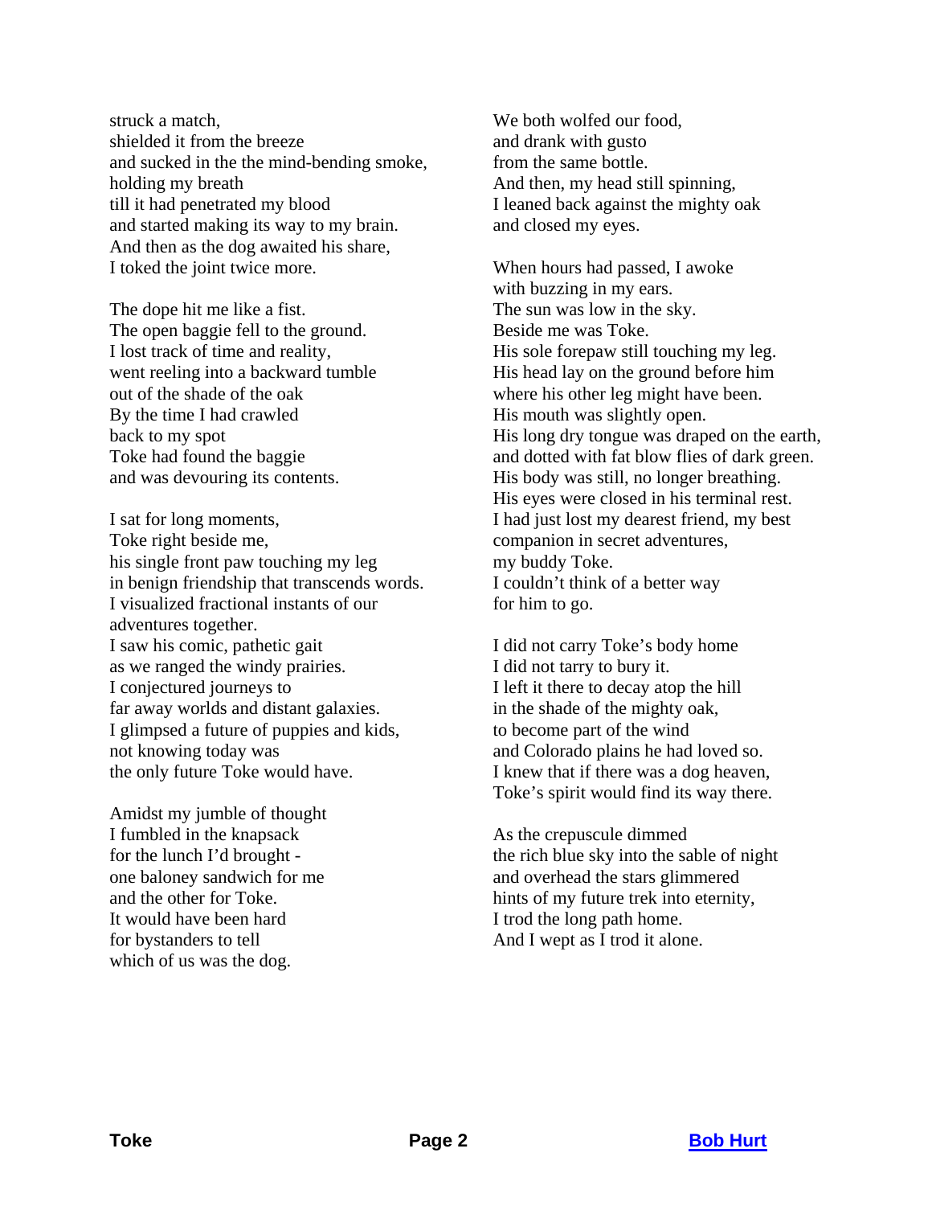struck a match,
shielded it from the breeze
and sucked in the the mind-bending smoke,
holding my breath
till it had penetrated my blood
and started making its way to my brain.
And then as the dog awaited his share,
I toked the joint twice more.

The dope hit me like a fist.
The open baggie fell to the ground.
I lost track of time and reality,
went reeling into a backward tumble
out of the shade of the oak
By the time I had crawled
back to my spot
Toke had found the baggie
and was devouring its contents.

I sat for long moments,
Toke right beside me,
his single front paw touching my leg
in benign friendship that transcends words.
I visualized fractional instants of our
adventures together.
I saw his comic, pathetic gait
as we ranged the windy prairies.
I conjectured journeys to
far away worlds and distant galaxies.
I glimpsed a future of puppies and kids,
not knowing today was
the only future Toke would have.

Amidst my jumble of thought
I fumbled in the knapsack
for the lunch I'd brought -
one baloney sandwich for me
and the other for Toke.
It would have been hard
for bystanders to tell
which of us was the dog.

We both wolfed our food,
and drank with gusto
from the same bottle.
And then, my head still spinning,
I leaned back against the mighty oak
and closed my eyes.

When hours had passed, I awoke
with buzzing in my ears.
The sun was low in the sky.
Beside me was Toke.
His sole forepaw still touching my leg.
His head lay on the ground before him
where his other leg might have been.
His mouth was slightly open.
His long dry tongue was draped on the earth,
and dotted with fat blow flies of dark green.
His body was still, no longer breathing.
His eyes were closed in his terminal rest.
I had just lost my dearest friend, my best
companion in secret adventures,
my buddy Toke.
I couldn't think of a better way
for him to go.

I did not carry Toke's body home
I did not tarry to bury it.
I left it there to decay atop the hill
in the shade of the mighty oak,
to become part of the wind
and Colorado plains he had loved so.
I knew that if there was a dog heaven,
Toke's spirit would find its way there.

As the crepuscule dimmed
the rich blue sky into the sable of night
and overhead the stars glimmered
hints of my future trek into eternity,
I trod the long path home.
And I wept as I trod it alone.